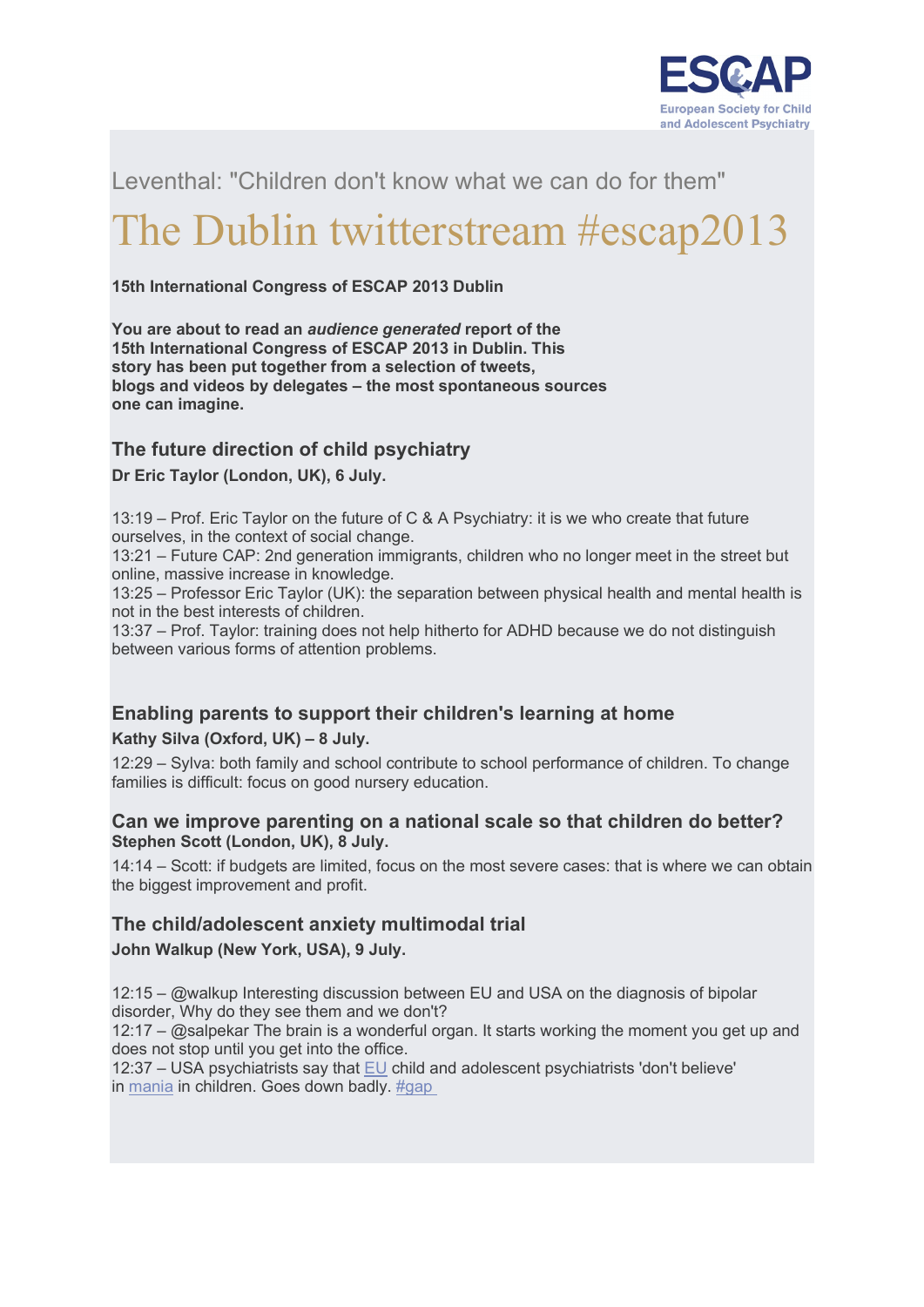Leventhal: "Children don't know what we can do for them"

# The Dublin twitterstream #escap2013

**15th International Congress of ESCAP 2013 Dublin**

**You are about to read an *audience generated* report of the 15th International Congress of ESCAP 2013 in Dublin. This story has been put together from a selection of tweets, blogs and videos by delegates – the most spontaneous sources one can imagine.**

### The future direction of child psychiatry

**Dr Eric Taylor (London, UK), 6 July.**

13:19 – Prof. Eric Taylor on the future of C & A Psychiatry: it is we who create that future ourselves, in the context of social change.
13:21 – Future CAP: 2nd generation immigrants, children who no longer meet in the street but online, massive increase in knowledge.
13:25 – Professor Eric Taylor (UK): the separation between physical health and mental health is not in the best interests of children.
13:37 – Prof. Taylor: training does not help hitherto for ADHD because we do not distinguish between various forms of attention problems.

### Enabling parents to support their children's learning at home

**Kathy Silva (Oxford, UK) – 8 July.**

12:29 – Sylva: both family and school contribute to school performance of children. To change families is difficult: focus on good nursery education.

### Can we improve parenting on a national scale so that children do better?

**Stephen Scott (London, UK), 8 July.**

14:14 – Scott: if budgets are limited, focus on the most severe cases: that is where we can obtain the biggest improvement and profit.

### The child/adolescent anxiety multimodal trial

**John Walkup (New York, USA), 9 July.**

12:15 – @walkup Interesting discussion between EU and USA on the diagnosis of bipolar disorder, Why do they see them and we don't?
12:17 – @salpekar The brain is a wonderful organ. It starts working the moment you get up and does not stop until you get into the office.
12:37 – USA psychiatrists say that EU child and adolescent psychiatrists 'don't believe' in mania in children. Goes down badly. #gap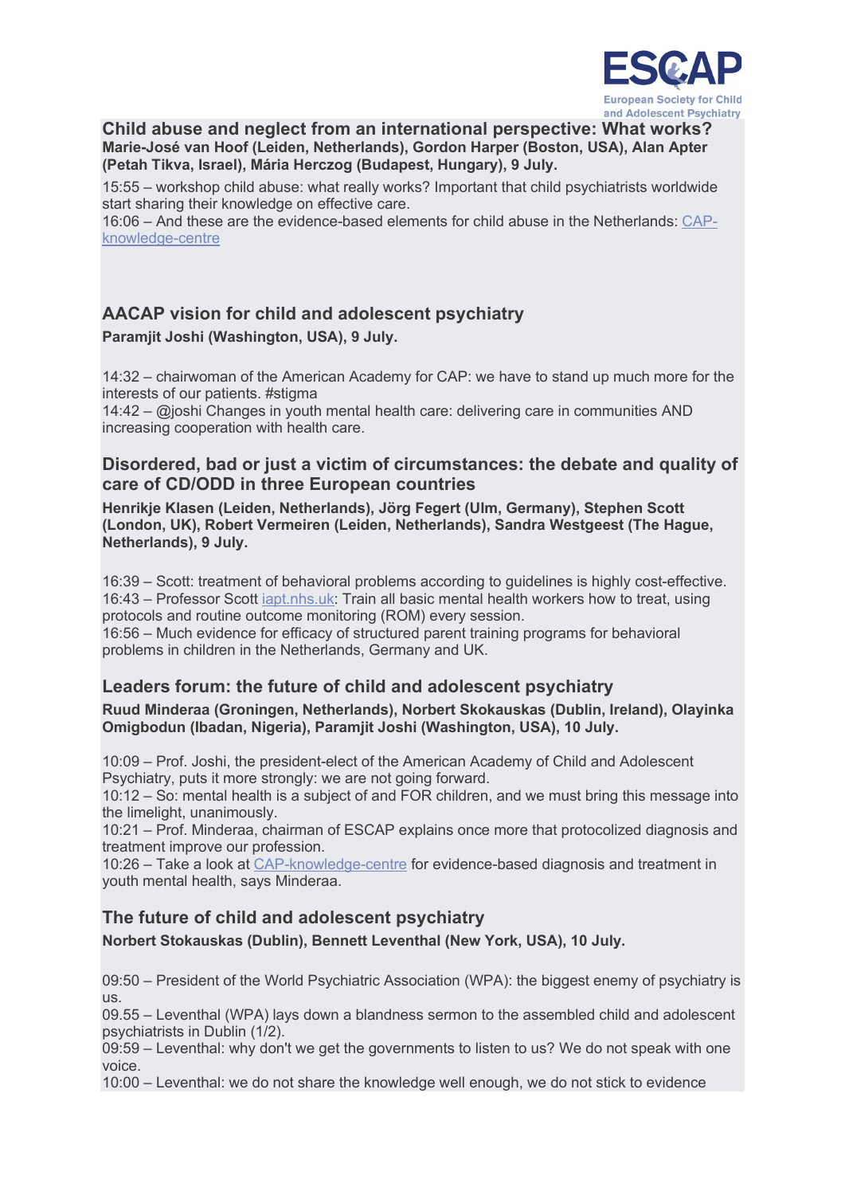## Child abuse and neglect from an international perspective: What works?

**Marie-José van Hoof (Leiden, Netherlands), Gordon Harper (Boston, USA), Alan Apter (Petah Tikva, Israel), Mária Herczog (Budapest, Hungary), 9 July.**

15:55 – workshop child abuse: what really works? Important that child psychiatrists worldwide start sharing their knowledge on effective care.
16:06 – And these are the evidence-based elements for child abuse in the Netherlands: [CAP-knowledge-centre]()

## AACAP vision for child and adolescent psychiatry

**Paramjit Joshi (Washington, USA), 9 July.**

14:32 – chairwoman of the American Academy for CAP: we have to stand up much more for the interests of our patients. #stigma
14:42 – @joshi Changes in youth mental health care: delivering care in communities AND increasing cooperation with health care.

## Disordered, bad or just a victim of circumstances: the debate and quality of care of CD/ODD in three European countries

**Henrikje Klasen (Leiden, Netherlands), Jörg Fegert (Ulm, Germany), Stephen Scott (London, UK), Robert Vermeiren (Leiden, Netherlands), Sandra Westgeest (The Hague, Netherlands), 9 July.**

16:39 – Scott: treatment of behavioral problems according to guidelines is highly cost-effective.
16:43 – Professor Scott [iapt.nhs.uk](): Train all basic mental health workers how to treat, using protocols and routine outcome monitoring (ROM) every session.
16:56 – Much evidence for efficacy of structured parent training programs for behavioral problems in children in the Netherlands, Germany and UK.

## Leaders forum: the future of child and adolescent psychiatry

**Ruud Minderaa (Groningen, Netherlands), Norbert Skokauskas (Dublin, Ireland), Olayinka Omigbodun (Ibadan, Nigeria), Paramjit Joshi (Washington, USA), 10 July.**

10:09 – Prof. Joshi, the president-elect of the American Academy of Child and Adolescent Psychiatry, puts it more strongly: we are not going forward.
10:12 – So: mental health is a subject of and FOR children, and we must bring this message into the limelight, unanimously.
10:21 – Prof. Minderaa, chairman of ESCAP explains once more that protocolized diagnosis and treatment improve our profession.
10:26 – Take a look at [CAP-knowledge-centre]() for evidence-based diagnosis and treatment in youth mental health, says Minderaa.

## The future of child and adolescent psychiatry

**Norbert Stokauskas (Dublin), Bennett Leventhal (New York, USA), 10 July.**

09:50 – President of the World Psychiatric Association (WPA): the biggest enemy of psychiatry is us.
09.55 – Leventhal (WPA) lays down a blandness sermon to the assembled child and adolescent psychiatrists in Dublin (1/2).
09:59 – Leventhal: why don't we get the governments to listen to us? We do not speak with one voice.
10:00 – Leventhal: we do not share the knowledge well enough, we do not stick to evidence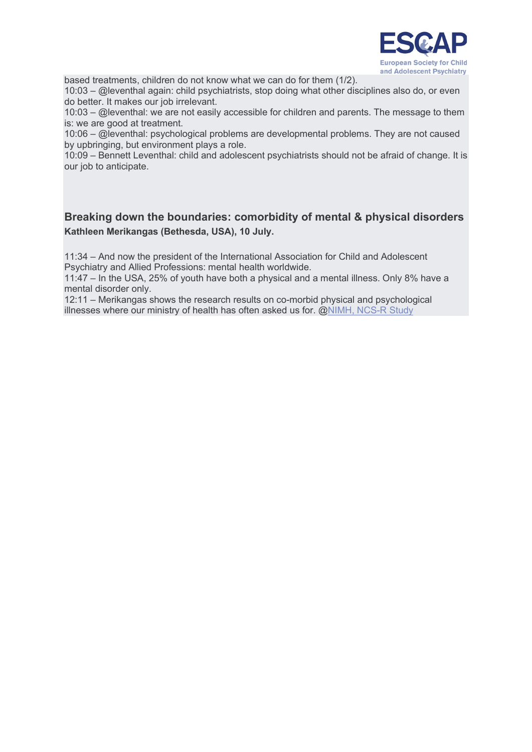based treatments, children do not know what we can do for them (1/2).
10:03 – @leventhal again: child psychiatrists, stop doing what other disciplines also do, or even do better. It makes our job irrelevant.
10:03 – @leventhal: we are not easily accessible for children and parents. The message to them is: we are good at treatment.
10:06 – @leventhal: psychological problems are developmental problems. They are not caused by upbringing, but environment plays a role.
10:09 – Bennett Leventhal: child and adolescent psychiatrists should not be afraid of change. It is our job to anticipate.

## Breaking down the boundaries: comorbidity of mental & physical disorders

**Kathleen Merikangas (Bethesda, USA), 10 July.**

11:34 – And now the president of the International Association for Child and Adolescent Psychiatry and Allied Professions: mental health worldwide.
11:47 – In the USA, 25% of youth have both a physical and a mental illness. Only 8% have a mental disorder only.
12:11 – Merikangas shows the research results on co-morbid physical and psychological illnesses where our ministry of health has often asked us for. @NIMH, NCS-R Study